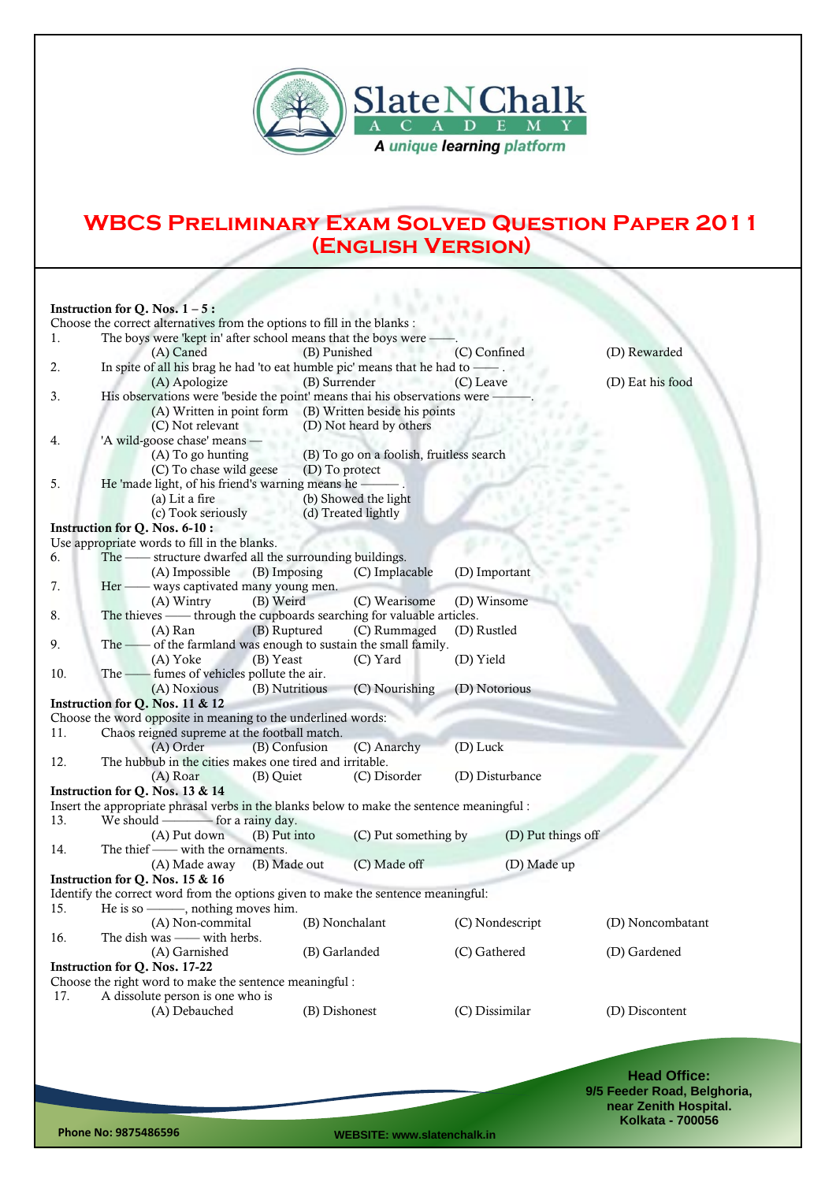# WBCS Preliminary Exam Solved Question Paper 2011 (English Version)

**Instruction for Q. Nos. 1 – 5 :**
Choose the correct alternatives from the options to fill in the blanks :

1. The boys were 'kept in' after school means that the boys were ——.
   (A) Caned (B) Punished (C) Confined (D) Rewarded

2. In spite of all his brag he had 'to eat humble pie' means that he had to —— .
   (A) Apologize (B) Surrender (C) Leave (D) Eat his food

3. His observations were 'beside the point' means thai his observations were ———.
   (A) Written in point form (B) Written beside his points
   (C) Not relevant (D) Not heard by others

4. 'A wild-goose chase' means —
   (A) To go hunting (B) To go on a foolish, fruitless search
   (C) To chase wild geese (D) To protect

5. He 'made light, of his friend's warning means he ——— .
   (a) Lit a fire (b) Showed the light
   (c) Took seriously (d) Treated lightly

**Instruction for Q. Nos. 6-10 :**
Use appropriate words to fill in the blanks.

6. The —— structure dwarfed all the surrounding buildings.
   (A) Impossible (B) Imposing (C) Implacable (D) Important

7. Her —— ways captivated many young men.
   (A) Wintry (B) Weird (C) Wearisome (D) Winsome

8. The thieves —— through the cupboards searching for valuable articles.
   (A) Ran (B) Ruptured (C) Rummaged (D) Rustled

9. The —— of the farmland was enough to sustain the small family.
   (A) Yoke (B) Yeast (C) Yard (D) Yield

10. The —— fumes of vehicles pollute the air.
    (A) Noxious (B) Nutritious (C) Nourishing (D) Notorious

**Instruction for Q. Nos. 11 & 12**
Choose the word opposite in meaning to the underlined words:

11. Chaos reigned supreme at the football match.
    (A) Order (B) Confusion (C) Anarchy (D) Luck

12. The hubbub in the cities makes one tired and irritable.
    (A) Roar (B) Quiet (C) Disorder (D) Disturbance

**Instruction for Q. Nos. 13 & 14**
Insert the appropriate phrasal verbs in the blanks below to make the sentence meaningful :

13. We should ———— for a rainy day.
    (A) Put down (B) Put into (C) Put something by (D) Put things off

14. The thief —— with the ornaments.
    (A) Made away (B) Made out (C) Made off (D) Made up

**Instruction for Q. Nos. 15 & 16**
Identify the correct word from the options given to make the sentence meaningful:

15. He is so ———, nothing moves him.
    (A) Non-commital (B) Nonchalant (C) Nondescript (D) Noncombatant

16. The dish was —— with herbs.
    (A) Garnished (B) Garlanded (C) Gathered (D) Gardened

**Instruction for Q. Nos. 17-22**
Choose the right word to make the sentence meaningful :

17. A dissolute person is one who is
    (A) Debauched (B) Dishonest (C) Dissimilar (D) Discontent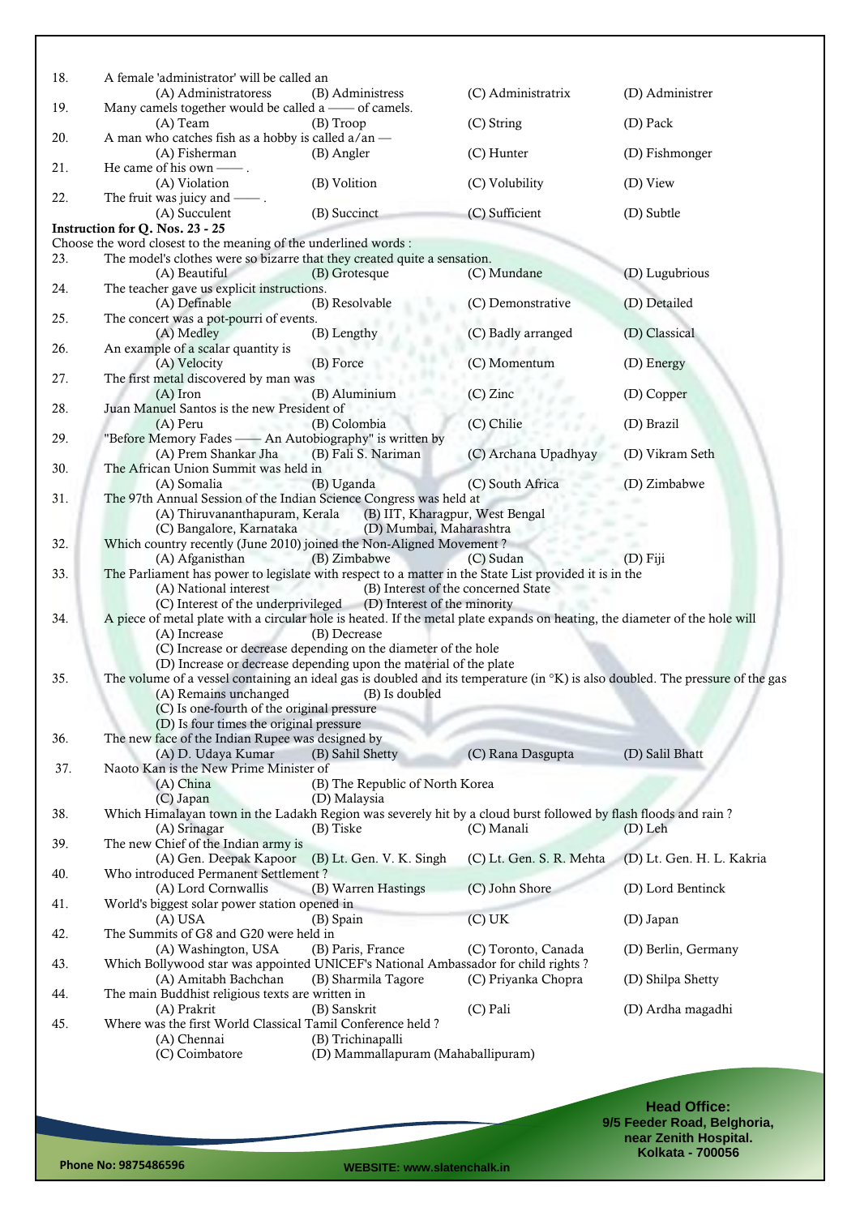18. A female 'administrator' will be called an
    (A) Administratoress (B) Administress (C) Administratrix (D) Administrer

19. Many camels together would be called a —— of camels.
    (A) Team (B) Troop (C) String (D) Pack

20. A man who catches fish as a hobby is called a/an —
    (A) Fisherman (B) Angler (C) Hunter (D) Fishmonger

21. He came of his own —— .
    (A) Violation (B) Volition (C) Volubility (D) View

22. The fruit was juicy and —— .
    (A) Succulent (B) Succinct (C) Sufficient (D) Subtle

**Instruction for Q. Nos. 23 - 25**

Choose the word closest to the meaning of the underlined words :

23. The model's clothes were so bizarre that they created quite a sensation.
    (A) Beautiful (B) Grotesque (C) Mundane (D) Lugubrious

24. The teacher gave us explicit instructions.
    (A) Definable (B) Resolvable (C) Demonstrative (D) Detailed

25. The concert was a pot-pourri of events.
    (A) Medley (B) Lengthy (C) Badly arranged (D) Classical

26. An example of a scalar quantity is
    (A) Velocity (B) Force (C) Momentum (D) Energy

27. The first metal discovered by man was
    (A) Iron (B) Aluminium (C) Zinc (D) Copper

28. Juan Manuel Santos is the new President of
    (A) Peru (B) Colombia (C) Chilie (D) Brazil

29. "Before Memory Fades —— An Autobiography" is written by
    (A) Prem Shankar Jha (B) Fali S. Nariman (C) Archana Upadhyay (D) Vikram Seth

30. The African Union Summit was held in
    (A) Somalia (B) Uganda (C) South Africa (D) Zimbabwe

31. The 97th Annual Session of the Indian Science Congress was held at
    (A) Thiruvananthapuram, Kerala (B) IIT, Kharagpur, West Bengal
    (C) Bangalore, Karnataka (D) Mumbai, Maharashtra

32. Which country recently (June 2010) joined the Non-Aligned Movement ?
    (A) Afganisthan (B) Zimbabwe (C) Sudan (D) Fiji

33. The Parliament has power to legislate with respect to a matter in the State List provided it is in the
    (A) National interest (B) Interest of the concerned State
    (C) Interest of the underprivileged (D) Interest of the minority

34. A piece of metal plate with a circular hole is heated. If the metal plate expands on heating, the diameter of the hole will
    (A) Increase (B) Decrease
    (C) Increase or decrease depending on the diameter of the hole
    (D) Increase or decrease depending upon the material of the plate

35. The volume of a vessel containing an ideal gas is doubled and its temperature (in °K) is also doubled. The pressure of the gas
    (A) Remains unchanged (B) Is doubled
    (C) Is one-fourth of the original pressure
    (D) Is four times the original pressure

36. The new face of the Indian Rupee was designed by
    (A) D. Udaya Kumar (B) Sahil Shetty (C) Rana Dasgupta (D) Salil Bhatt

37. Naoto Kan is the New Prime Minister of
    (A) China (B) The Republic of North Korea
    (C) Japan (D) Malaysia

38. Which Himalayan town in the Ladakh Region was severely hit by a cloud burst followed by flash floods and rain ?
    (A) Srinagar (B) Tiske (C) Manali (D) Leh

39. The new Chief of the Indian army is
    (A) Gen. Deepak Kapoor (B) Lt. Gen. V. K. Singh (C) Lt. Gen. S. R. Mehta (D) Lt. Gen. H. L. Kakria

40. Who introduced Permanent Settlement ?
    (A) Lord Cornwallis (B) Warren Hastings (C) John Shore (D) Lord Bentinck

41. World's biggest solar power station opened in
    (A) USA (B) Spain (C) UK (D) Japan

42. The Summits of G8 and G20 were held in
    (A) Washington, USA (B) Paris, France (C) Toronto, Canada (D) Berlin, Germany

43. Which Bollywood star was appointed UNICEF's National Ambassador for child rights ?
    (A) Amitabh Bachchan (B) Sharmila Tagore (C) Priyanka Chopra (D) Shilpa Shetty

44. The main Buddhist religious texts are written in
    (A) Prakrit (B) Sanskrit (C) Pali (D) Ardha magadhi

45. Where was the first World Classical Tamil Conference held ?
    (A) Chennai (B) Trichinapalli
    (C) Coimbatore (D) Mammallapuram (Mahaballipuram)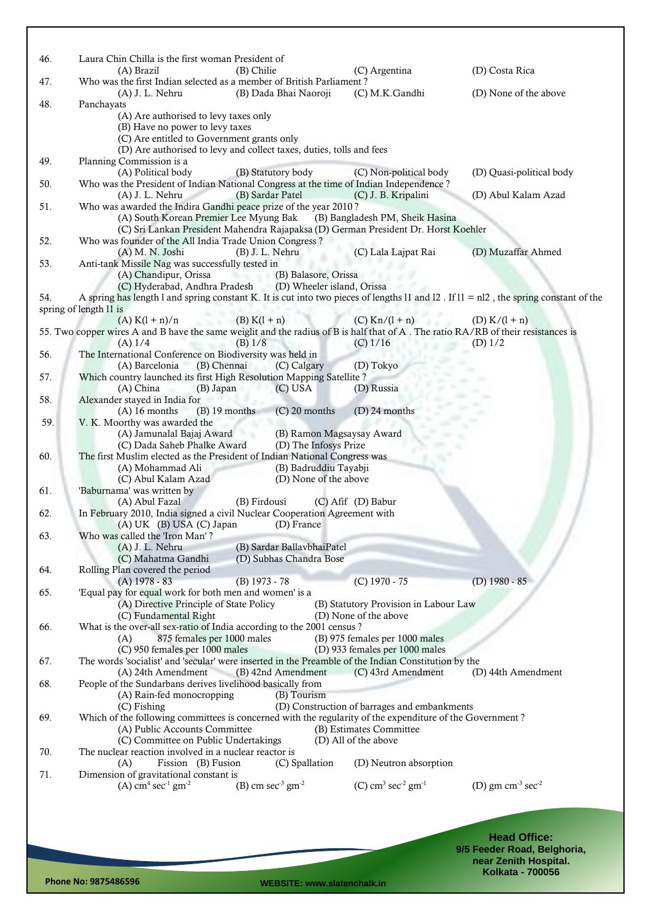46. Laura Chin Chilla is the first woman President of
(A) Brazil (B) Chilie (C) Argentina (D) Costa Rica

47. Who was the first Indian selected as a member of British Parliament ?
(A) J. L. Nehru (B) Dada Bhai Naoroji (C) M.K.Gandhi (D) None of the above

48. Panchayats
(A) Are authorised to levy taxes only
(B) Have no power to levy taxes
(C) Are entitled to Government grants only
(D) Are authorised to levy and collect taxes, duties, tolls and fees

49. Planning Commission is a
(A) Political body (B) Statutory body (C) Non-political body (D) Quasi-political body

50. Who was the President of Indian National Congress at the time of Indian Independence ?
(A) J. L. Nehru (B) Sardar Patel (C) J. B. Kripalini (D) Abul Kalam Azad

51. Who was awarded the Indira Gandhi peace prize of the year 2010 ?
(A) South Korean Premier Lee Myung Bak (B) Bangladesh PM, Sheik Hasina
(C) Sri Lankan President Mahendra Rajapaksa (D) German President Dr. Horst Koehler

52. Who was founder of the All India Trade Union Congress ?
(A) M. N. Joshi (B) J. L. Nehru (C) Lala Lajpat Rai (D) Muzaffar Ahmed

53. Anti-tank Missile Nag was successfully tested in
(A) Chandipur, Orissa (B) Balasore, Orissa
(C) Hyderabad, Andhra Pradesh (D) Wheeler island, Orissa

54. A spring has length l and spring constant K. It is cut into two pieces of lengths l1 and l2 . If l1 = nl2 , the spring constant of the spring of length l1 is
(A) K(l + n)/n (B) K(l + n) (C) Kn/(l + n) (D) K/(l + n)

55. Two copper wires A and B have the same weiglit and the radius of B is half that of A . The ratio RA/RB of their resistances is
(A) 1/4 (B) 1/8 (C) 1/16 (D) 1/2

56. The International Conference on Biodiversity was held in
(A) Barcelonia (B) Chennai (C) Calgary (D) Tokyo

57. Which country launched its first High Resolution Mapping Satellite ?
(A) China (B) Japan (C) USA (D) Russia

58. Alexander stayed in India for
(A) 16 months (B) 19 months (C) 20 months (D) 24 months

59. V. K. Moorthy was awarded the
(A) Jamunalal Bajaj Award (B) Ramon Magsaysay Award
(C) Dada Saheb Phalke Award (D) The Infosys Prize

60. The first Muslim elected as the President of Indian National Congress was
(A) Mohammad Ali (B) Badruddiu Tayabji
(C) Abul Kalam Azad (D) None of the above

61. 'Baburnama' was written by
(A) Abul Fazal (B) Firdousi (C) Afif (D) Babur

62. In February 2010, India signed a civil Nuclear Cooperation Agreement with
(A) UK (B) USA (C) Japan (D) France

63. Who was called the 'Iron Man' ?
(A) J. L. Nehru (B) Sardar BallavbhaiPatel
(C) Mahatma Gandhi (D) Subhas Chandra Bose

64. Rolling Plan covered the period
(A) 1978 - 83 (B) 1973 - 78 (C) 1970 - 75 (D) 1980 - 85

65. 'Equal pay for equal work for both men and women' is a
(A) Directive Principle of State Policy (B) Statutory Provision in Labour Law
(C) Fundamental Right (D) None of the above

66. What is the over-all sex-ratio of India according to the 2001 census ?
(A) 875 females per 1000 males (B) 975 females per 1000 males
(C) 950 females per 1000 males (D) 933 females per 1000 males

67. The words 'socialist' and 'secular' were inserted in the Preamble of the Indian Constitution by the
(A) 24th Amendment (B) 42nd Amendment (C) 43rd Amendment (D) 44th Amendment

68. People of the Sundarbans derives livelihood basically from
(A) Rain-fed monocropping (B) Tourism
(C) Fishing (D) Construction of barrages and embankments

69. Which of the following committees is concerned with the regularity of the expenditure of the Government ?
(A) Public Accounts Committee (B) Estimates Committee
(C) Committee on Public Undertakings (D) All of the above

70. The nuclear reaction involved in a nuclear reactor is
(A) Fission (B) Fusion (C) Spallation (D) Neutron absorption

71. Dimension of gravitational constant is
(A) $cm^4\ sec^{-1}\ gm^{-2}$ (B) $cm\ sec^{-3}\ gm^{-2}$ (C) $cm^3\ sec^{-2}\ gm^{-1}$ (D) $gm\ cm^{-3}\ sec^{-2}$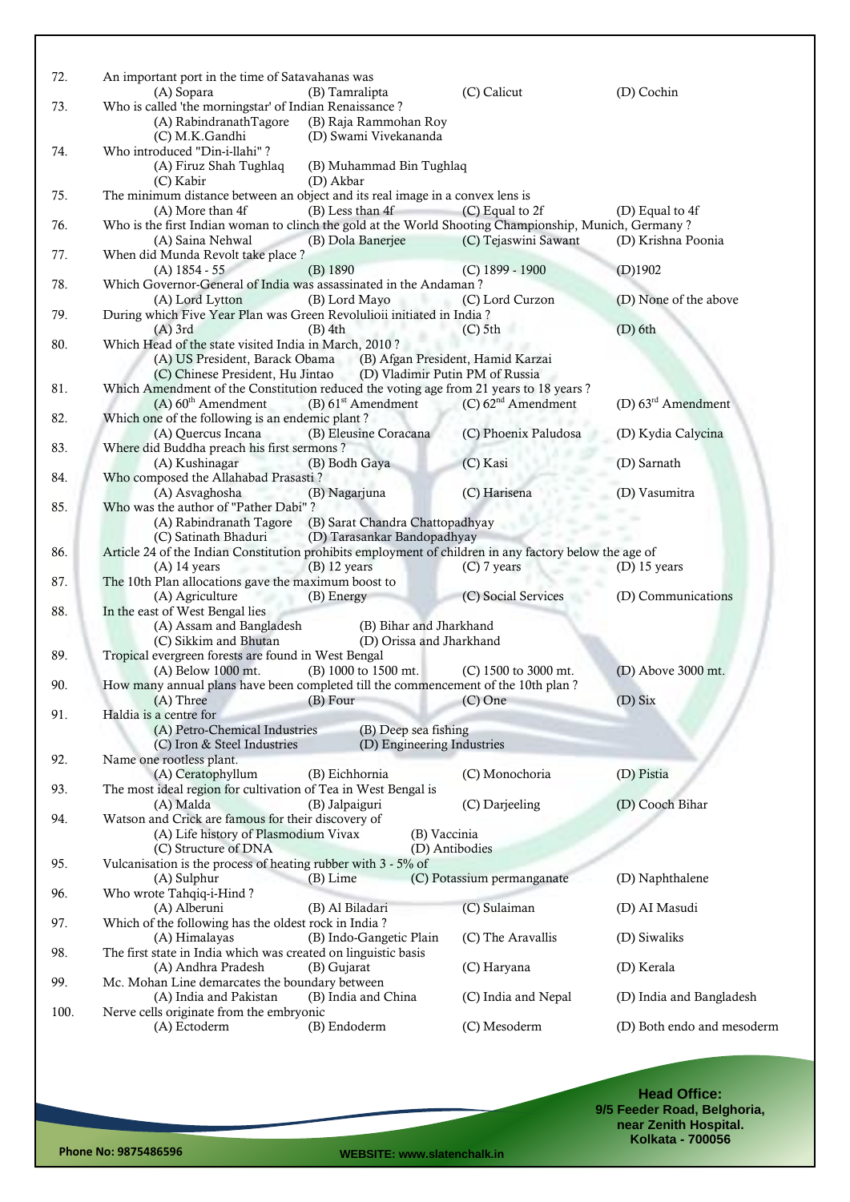72. An important port in the time of Satavahanas was
   (A) Sopara (B) Tamralipta (C) Calicut (D) Cochin

73. Who is called 'the morningstar' of Indian Renaissance ?
   (A) RabindranathTagore (B) Raja Rammohan Roy
   (C) M.K.Gandhi (D) Swami Vivekananda

74. Who introduced "Din-i-llahi" ?
   (A) Firuz Shah Tughlaq (B) Muhammad Bin Tughlaq
   (C) Kabir (D) Akbar

75. The minimum distance between an object and its real image in a convex lens is
   (A) More than 4f (B) Less than 4f (C) Equal to 2f (D) Equal to 4f

76. Who is the first Indian woman to clinch the gold at the World Shooting Championship, Munich, Germany ?
   (A) Saina Nehwal (B) Dola Banerjee (C) Tejaswini Sawant (D) Krishna Poonia

77. When did Munda Revolt take place ?
   (A) 1854 - 55 (B) 1890 (C) 1899 - 1900 (D)1902

78. Which Governor-General of India was assassinated in the Andaman ?
   (A) Lord Lytton (B) Lord Mayo (C) Lord Curzon (D) None of the above

79. During which Five Year Plan was Green Revolulioii initiated in India ?
   (A) 3rd (B) 4th (C) 5th (D) 6th

80. Which Head of the state visited India in March, 2010 ?
   (A) US President, Barack Obama (B) Afgan President, Hamid Karzai
   (C) Chinese President, Hu Jintao (D) Vladimir Putin PM of Russia

81. Which Amendment of the Constitution reduced the voting age from 21 years to 18 years ?
   (A) 60th Amendment (B) 61st Amendment (C) 62nd Amendment (D) 63rd Amendment

82. Which one of the following is an endemic plant ?
   (A) Quercus Incana (B) Eleusine Coracana (C) Phoenix Paludosa (D) Kydia Calycina

83. Where did Buddha preach his first sermons ?
   (A) Kushinagar (B) Bodh Gaya (C) Kasi (D) Sarnath

84. Who composed the Allahabad Prasasti ?
   (A) Asvaghosha (B) Nagarjuna (C) Harisena (D) Vasumitra

85. Who was the author of "Pather Dabi" ?
   (A) Rabindranath Tagore (B) Sarat Chandra Chattopadhyay
   (C) Satinath Bhaduri (D) Tarasankar Bandopadhyay

86. Article 24 of the Indian Constitution prohibits employment of children in any factory below the age of
   (A) 14 years (B) 12 years (C) 7 years (D) 15 years

87. The 10th Plan allocations gave the maximum boost to
   (A) Agriculture (B) Energy (C) Social Services (D) Communications

88. In the east of West Bengal lies
   (A) Assam and Bangladesh (B) Bihar and Jharkhand
   (C) Sikkim and Bhutan (D) Orissa and Jharkhand

89. Tropical evergreen forests are found in West Bengal
   (A) Below 1000 mt. (B) 1000 to 1500 mt. (C) 1500 to 3000 mt. (D) Above 3000 mt.

90. How many annual plans have been completed till the commencement of the 10th plan ?
   (A) Three (B) Four (C) One (D) Six

91. Haldia is a centre for
   (A) Petro-Chemical Industries (B) Deep sea fishing
   (C) Iron & Steel Industries (D) Engineering Industries

92. Name one rootless plant.
   (A) Ceratophyllum (B) Eichhornia (C) Monochoria (D) Pistia

93. The most ideal region for cultivation of Tea in West Bengal is
   (A) Malda (B) Jalpaiguri (C) Darjeeling (D) Cooch Bihar

94. Watson and Crick are famous for their discovery of
   (A) Life history of Plasmodium Vivax (B) Vaccinia
   (C) Structure of DNA (D) Antibodies

95. Vulcanisation is the process of heating rubber with 3 - 5% of
   (A) Sulphur (B) Lime (C) Potassium permanganate (D) Naphthalene

96. Who wrote Tahqiq-i-Hind ?
   (A) Alberuni (B) Al Biladari (C) Sulaiman (D) AI Masudi

97. Which of the following has the oldest rock in India ?
   (A) Himalayas (B) Indo-Gangetic Plain (C) The Aravallis (D) Siwaliks

98. The first state in India which was created on linguistic basis
   (A) Andhra Pradesh (B) Gujarat (C) Haryana (D) Kerala

99. Mc. Mohan Line demarcates the boundary between
   (A) India and Pakistan (B) India and China (C) India and Nepal (D) India and Bangladesh

100. Nerve cells originate from the embryonic
   (A) Ectoderm (B) Endoderm (C) Mesoderm (D) Both endo and mesoderm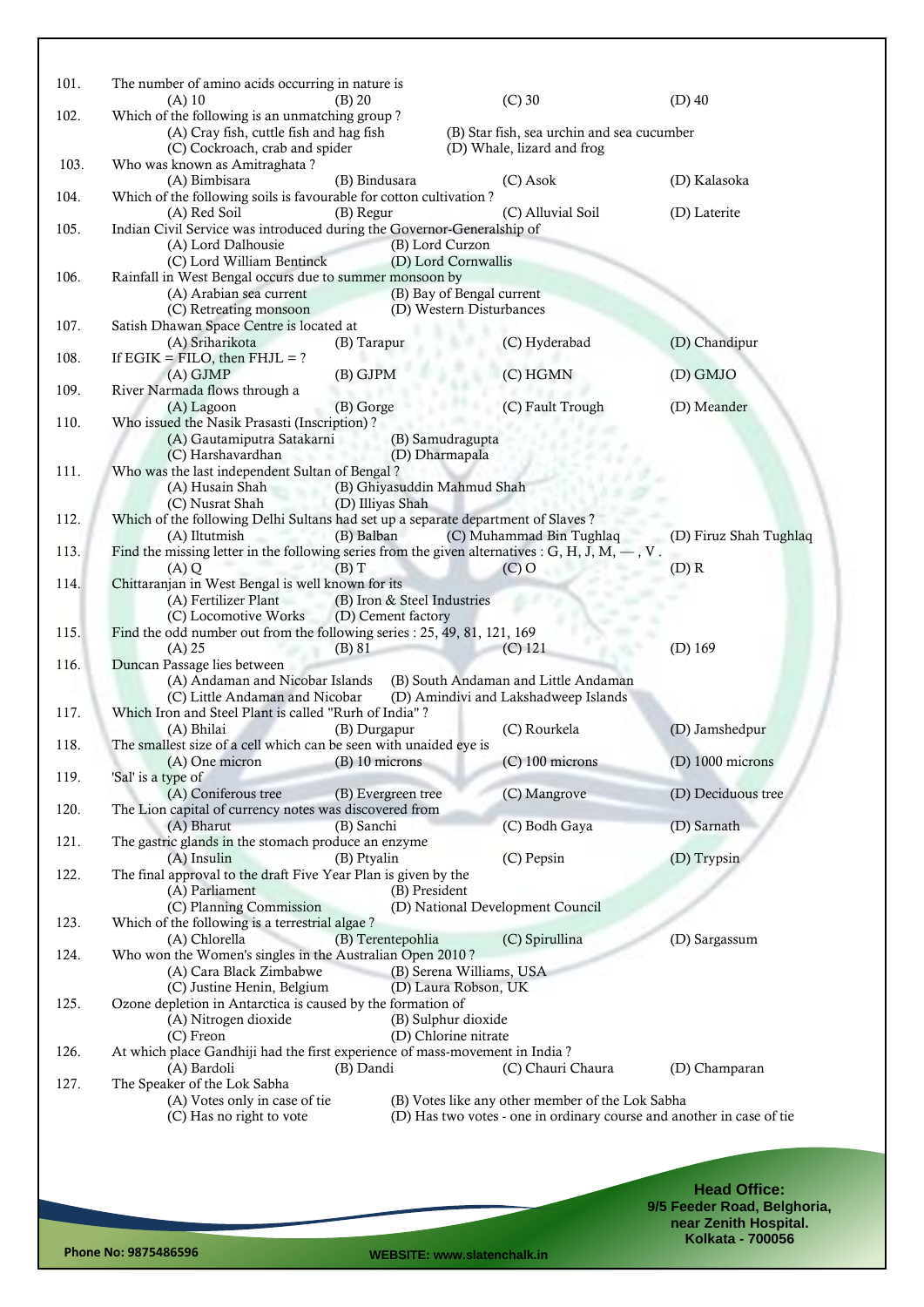101. The number of amino acids occurring in nature is
(A) 10 (B) 20 (C) 30 (D) 40

102. Which of the following is an unmatching group ?
(A) Cray fish, cuttle fish and hag fish
(B) Star fish, sea urchin and sea cucumber
(C) Cockroach, crab and spider
(D) Whale, lizard and frog

103. Who was known as Amitraghata ?
(A) Bimbisara (B) Bindusara (C) Asok (D) Kalasoka

104. Which of the following soils is favourable for cotton cultivation ?
(A) Red Soil (B) Regur (C) Alluvial Soil (D) Laterite

105. Indian Civil Service was introduced during the Governor-Generalship of
(A) Lord Dalhousie
(B) Lord Curzon
(C) Lord William Bentinck
(D) Lord Cornwallis

106. Rainfall in West Bengal occurs due to summer monsoon by
(A) Arabian sea current
(B) Bay of Bengal current
(C) Retreating monsoon
(D) Western Disturbances

107. Satish Dhawan Space Centre is located at
(A) Sriharikota (B) Tarapur (C) Hyderabad (D) Chandipur

108. If EGIK = FILO, then FHJL = ?
(A) GJMP (B) GJPM (C) HGMN (D) GMJO

109. River Narmada flows through a
(A) Lagoon (B) Gorge (C) Fault Trough (D) Meander

110. Who issued the Nasik Prasasti (Inscription) ?
(A) Gautamiputra Satakarni
(B) Samudragupta
(C) Harshavardhan
(D) Dharmapala

111. Who was the last independent Sultan of Bengal ?
(A) Husain Shah
(B) Ghiyasuddin Mahmud Shah
(C) Nusrat Shah
(D) Illiyas Shah

112. Which of the following Delhi Sultans had set up a separate department of Slaves ?
(A) Iltutmish (B) Balban (C) Muhammad Bin Tughlaq (D) Firuz Shah Tughlaq

113. Find the missing letter in the following series from the given alternatives : G, H, J, M, — , V .
(A) Q (B) T (C) O (D) R

114. Chittaranjan in West Bengal is well known for its
(A) Fertilizer Plant
(B) Iron & Steel Industries
(C) Locomotive Works
(D) Cement factory

115. Find the odd number out from the following series : 25, 49, 81, 121, 169
(A) 25 (B) 81 (C) 121 (D) 169

116. Duncan Passage lies between
(A) Andaman and Nicobar Islands
(B) South Andaman and Little Andaman
(C) Little Andaman and Nicobar
(D) Amindivi and Lakshadweep Islands

117. Which Iron and Steel Plant is called "Rurh of India" ?
(A) Bhilai (B) Durgapur (C) Rourkela (D) Jamshedpur

118. The smallest size of a cell which can be seen with unaided eye is
(A) One micron (B) 10 microns (C) 100 microns (D) 1000 microns

119. 'Sal' is a type of
(A) Coniferous tree (B) Evergreen tree (C) Mangrove (D) Deciduous tree

120. The Lion capital of currency notes was discovered from
(A) Bharut (B) Sanchi (C) Bodh Gaya (D) Sarnath

121. The gastric glands in the stomach produce an enzyme
(A) Insulin (B) Ptyalin (C) Pepsin (D) Trypsin

122. The final approval to the draft Five Year Plan is given by the
(A) Parliament
(B) President
(C) Planning Commission
(D) National Development Council

123. Which of the following is a terrestrial algae ?
(A) Chlorella (B) Terentepohlia (C) Spirullina (D) Sargassum

124. Who won the Women's singles in the Australian Open 2010 ?
(A) Cara Black Zimbabwe
(B) Serena Williams, USA
(C) Justine Henin, Belgium
(D) Laura Robson, UK

125. Ozone depletion in Antarctica is caused by the formation of
(A) Nitrogen dioxide
(B) Sulphur dioxide
(C) Freon
(D) Chlorine nitrate

126. At which place Gandhiji had the first experience of mass-movement in India ?
(A) Bardoli (B) Dandi (C) Chauri Chaura (D) Champaran

127. The Speaker of the Lok Sabha
(A) Votes only in case of tie
(B) Votes like any other member of the Lok Sabha
(C) Has no right to vote
(D) Has two votes - one in ordinary course and another in case of tie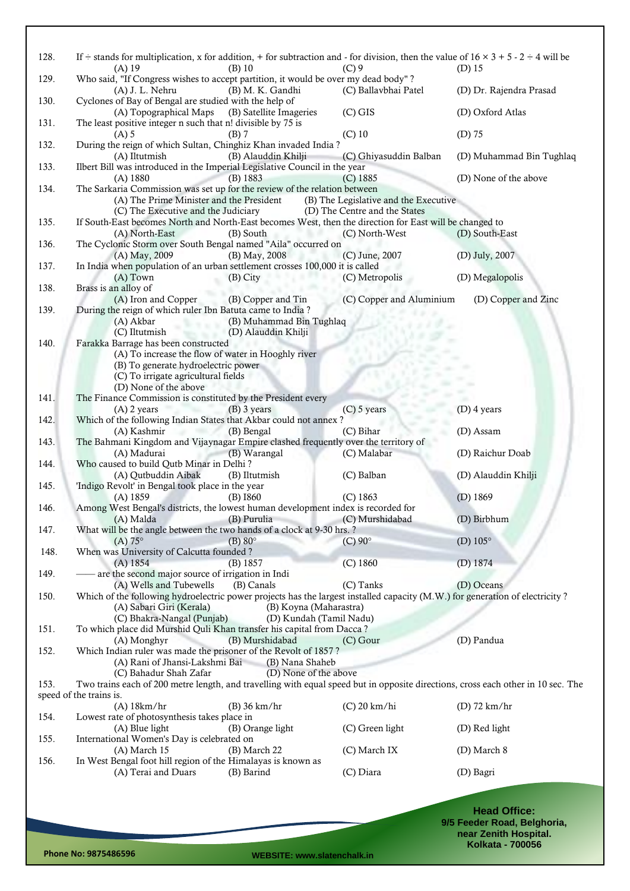128. If ÷ stands for multiplication, x for addition, + for subtraction and - for division, then the value of 16 × 3 + 5 - 2 ÷ 4 will be

(A) 19 (B) 10 (C) 9 (D) 15

129. Who said, "If Congress wishes to accept partition, it would be over my dead body" ?

(A) J. L. Nehru (B) M. K. Gandhi (C) Ballavbhai Patel (D) Dr. Rajendra Prasad

130. Cyclones of Bay of Bengal are studied with the help of

(A) Topographical Maps (B) Satellite Imageries (C) GIS (D) Oxford Atlas

131. The least positive integer n such that n! divisible by 75 is

(A) 5 (B) 7 (C) 10 (D) 75

132. During the reign of which Sultan, Chinghiz Khan invaded India ?

(A) Iltutmish (B) Alauddin Khilji (C) Ghiyasuddin Balban (D) Muhammad Bin Tughlaq

133. Ilbert Bill was introduced in the Imperial Legislative Council in the year

(A) 1880 (B) 1883 (C) 1885 (D) None of the above

134. The Sarkaria Commission was set up for the review of the relation between

(A) The Prime Minister and the President (B) The Legislative and the Executive

(C) The Executive and the Judiciary (D) The Centre and the States

135. If South-East becomes North and North-East becomes West, then the direction for East will be changed to

(A) North-East (B) South (C) North-West (D) South-East

136. The Cyclonic Storm over South Bengal named "Aila" occurred on

(A) May, 2009 (B) May, 2008 (C) June, 2007 (D) July, 2007

137. In India when population of an urban settlement crosses 100,000 it is called

(A) Town (B) City (C) Metropolis (D) Megalopolis

138. Brass is an alloy of

(A) Iron and Copper (B) Copper and Tin (C) Copper and Aluminium (D) Copper and Zinc

139. During the reign of which ruler Ibn Batuta came to India ?

(A) Akbar (B) Muhammad Bin Tughlaq

(C) Iltutmish (D) Alauddin Khilji

140. Farakka Barrage has been constructed

(A) To increase the flow of water in Hooghly river

(B) To generate hydroelectric power

(C) To irrigate agricultural fields

(D) None of the above

141. The Finance Commission is constituted by the President every

(A) 2 years (B) 3 years (C) 5 years (D) 4 years

142. Which of the following Indian States that Akbar could not annex ?

(A) Kashmir (B) Bengal (C) Bihar (D) Assam

143. The Bahmani Kingdom and Vijaynagar Empire clashed frequently over the territory of

(A) Madurai (B) Warangal (C) Malabar (D) Raichur Doab

144. Who caused to build Qutb Minar in Delhi ?

(A) Qutbuddin Aibak (B) Iltutmish (C) Balban (D) Alauddin Khilji

145. 'Indigo Revolt' in Bengal took place in the year

(A) 1859 (B) I860 (C) 1863 (D) 1869

146. Among West Bengal's districts, the lowest human development index is recorded for

(A) Malda (B) Purulia (C) Murshidabad (D) Birbhum

147. What will be the angle between the two hands of a clock at 9-30 hrs. ?

(A) 75° (B) 80° (C) 90° (D) 105°

148. When was University of Calcutta founded ?

(A) 1854 (B) 1857 (C) 1860 (D) 1874

149. —— are the second major source of irrigation in Indi

(A) Wells and Tubewells (B) Canals (C) Tanks (D) Oceans

150. Which of the following hydroelectric power projects has the largest installed capacity (M.W.) for generation of electricity ?

(A) Sabari Giri (Kerala) (B) Koyna (Maharastra)

(C) Bhakra-Nangal (Punjab) (D) Kundah (Tamil Nadu)

151. To which place did Murshid Quli Khan transfer his capital from Dacca ?

(A) Monghyr (B) Murshidabad (C) Gour (D) Pandua

152. Which Indian ruler was made the prisoner of the Revolt of 1857 ?

(A) Rani of Jhansi-Lakshmi Bai (B) Nana Shaheb

(C) Bahadur Shah Zafar (D) None of the above

153. Two trains each of 200 metre length, and travelling with equal speed but in opposite directions, cross each other in 10 sec. The speed of the trains is.

(A) 18km/hr (B) 36 km/hr (C) 20 km/hi (D) 72 km/hr

154. Lowest rate of photosynthesis takes place in

(A) Blue light (B) Orange light (C) Green light (D) Red light

155. International Women's Day is celebrated on

(A) March 15 (B) March 22 (C) March IX (D) March 8

156. In West Bengal foot hill region of the Himalayas is known as

(A) Terai and Duars (B) Barind (C) Diara (D) Bagri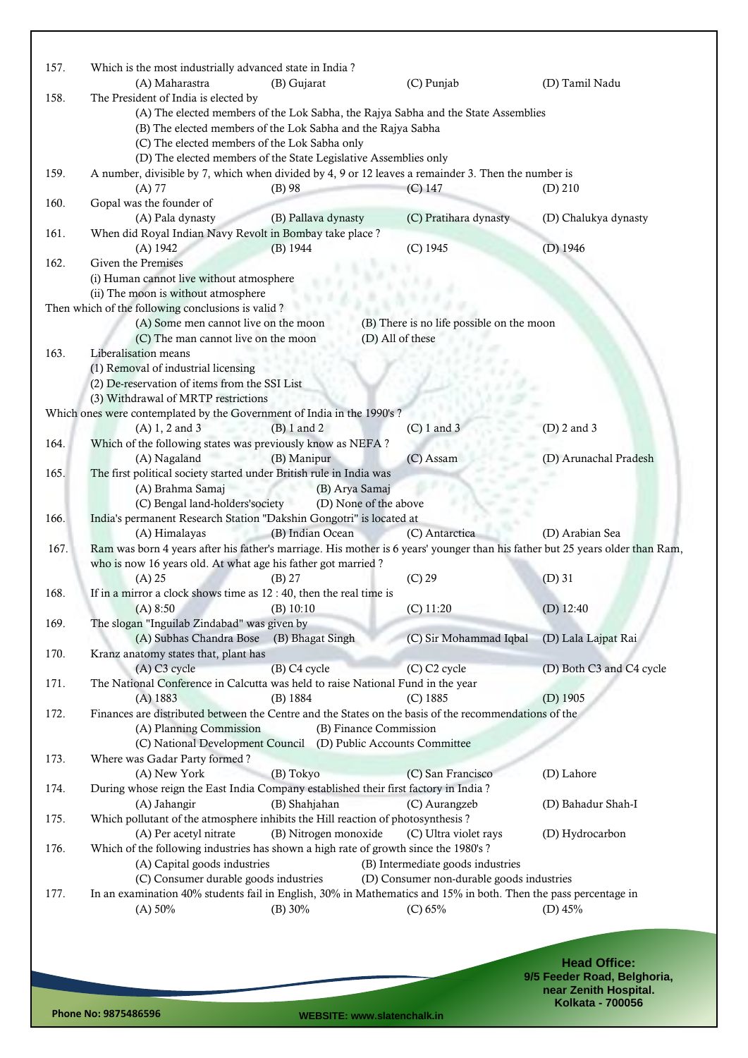157. Which is the most industrially advanced state in India ?

(A) Maharastra (B) Gujarat (C) Punjab (D) Tamil Nadu

158. The President of India is elected by

(A) The elected members of the Lok Sabha, the Rajya Sabha and the State Assemblies

(B) The elected members of the Lok Sabha and the Rajya Sabha

(C) The elected members of the Lok Sabha only

(D) The elected members of the State Legislative Assemblies only

159. A number, divisible by 7, which when divided by 4, 9 or 12 leaves a remainder 3. Then the number is

(A) 77 (B) 98 (C) 147 (D) 210

160. Gopal was the founder of

(A) Pala dynasty (B) Pallava dynasty (C) Pratihara dynasty (D) Chalukya dynasty

161. When did Royal Indian Navy Revolt in Bombay take place ?

(A) 1942 (B) 1944 (C) 1945 (D) 1946

162. Given the Premises

(i) Human cannot live without atmosphere

(ii) The moon is without atmosphere

Then which of the following conclusions is valid ?

(A) Some men cannot live on the moon (B) There is no life possible on the moon

(C) The man cannot live on the moon (D) All of these

163. Liberalisation means

(1) Removal of industrial licensing

(2) De-reservation of items from the SSI List

(3) Withdrawal of MRTP restrictions

Which ones were contemplated by the Government of India in the 1990's ?

(A) 1, 2 and 3 (B) 1 and 2 (C) 1 and 3 (D) 2 and 3

164. Which of the following states was previously know as NEFA ?

(A) Nagaland (B) Manipur (C) Assam (D) Arunachal Pradesh

165. The first political society started under British rule in India was

(A) Brahma Samaj (B) Arya Samaj

(C) Bengal land-holders'society (D) None of the above

166. India's permanent Research Station "Dakshin Gongotri" is located at

(A) Himalayas (B) Indian Ocean (C) Antarctica (D) Arabian Sea

167. Ram was born 4 years after his father's marriage. His mother is 6 years' younger than his father but 25 years older than Ram, who is now 16 years old. At what age his father got married ?

(A) 25 (B) 27 (C) 29 (D) 31

168. If in a mirror a clock shows time as 12 : 40, then the real time is

(A) 8:50 (B) 10:10 (C) 11:20 (D) 12:40

169. The slogan "Inguilab Zindabad" was given by

(A) Subhas Chandra Bose (B) Bhagat Singh (C) Sir Mohammad Iqbal (D) Lala Lajpat Rai

170. Kranz anatomy states that, plant has

(A) C3 cycle (B) C4 cycle (C) C2 cycle (D) Both C3 and C4 cycle

171. The National Conference in Calcutta was held to raise National Fund in the year

(A) 1883 (B) 1884 (C) 1885 (D) 1905

172. Finances are distributed between the Centre and the States on the basis of the recommendations of the

(A) Planning Commission (B) Finance Commission

(C) National Development Council (D) Public Accounts Committee

173. Where was Gadar Party formed ?

(A) New York (B) Tokyo (C) San Francisco (D) Lahore

174. During whose reign the East India Company established their first factory in India ?

(A) Jahangir (B) Shahjahan (C) Aurangzeb (D) Bahadur Shah-I

175. Which pollutant of the atmosphere inhibits the Hill reaction of photosynthesis ?

(A) Per acetyl nitrate (B) Nitrogen monoxide (C) Ultra violet rays (D) Hydrocarbon

176. Which of the following industries has shown a high rate of growth since the 1980's ?

(A) Capital goods industries (B) Intermediate goods industries

(C) Consumer durable goods industries (D) Consumer non-durable goods industries

177. In an examination 40% students fail in English, 30% in Mathematics and 15% in both. Then the pass percentage in

(A) 50% (B) 30% (C) 65% (D) 45%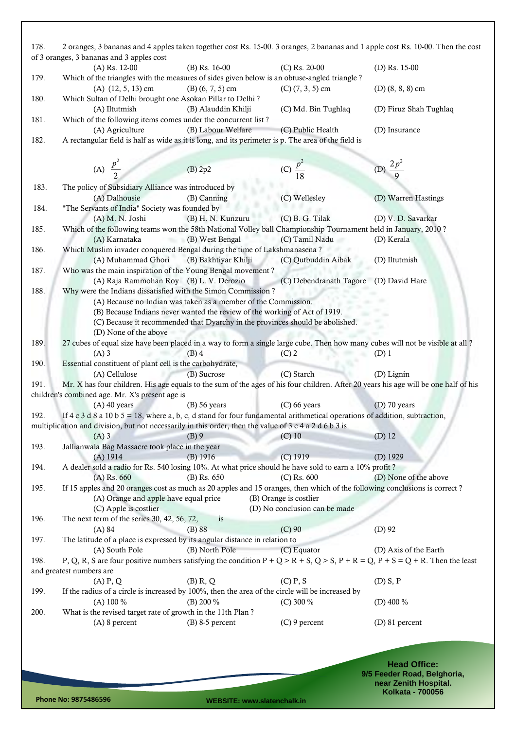178. 2 oranges, 3 bananas and 4 apples taken together cost Rs. 15-00. 3 oranges, 2 bananas and 1 apple cost Rs. 10-00. Then the cost of 3 oranges, 3 bananas and 3 apples cost

(A) Rs. 12-00 (B) Rs. 16-00 (C) Rs. 20-00 (D) Rs. 15-00

179. Which of the triangles with the measures of sides given below is an obtuse-angled triangle ?

(A) (12, 5, 13) cm (B) (6, 7, 5) cm (C) (7, 3, 5) cm (D) (8, 8, 8) cm

180. Which Sultan of Delhi brought one Asokan Pillar to Delhi ?

(A) Iltutmish (B) Alauddin Khilji (C) Md. Bin Tughlaq (D) Firuz Shah Tughlaq

181. Which of the following items comes under the concurrent list ?

(A) Agriculture (B) Labour Welfare (C) Public Health (D) Insurance

182. A rectangular field is half as wide as it is long, and its perimeter is p. The area of the field is

(A) $\frac{p^2}{2}$ (B) 2p2 (C) $\frac{p^2}{18}$ (D) $\frac{2p^2}{9}$

183. The policy of Subsidiary Alliance was introduced by

(A) Dalhousie (B) Canning (C) Wellesley (D) Warren Hastings

184. "The Servants of India" Society was founded by

(A) M. N. Joshi (B) H. N. Kunzuru (C) B. G. Tilak (D) V. D. Savarkar

185. Which of the following teams won the 58th National Volley ball Championship Tournament held in January, 2010 ?

(A) Karnataka (B) West Bengal (C) Tamil Nadu (D) Kerala

186. Which Muslim invader conquered Bengal during the time of Lakshmanasena ?

(A) Muhammad Ghori (B) Bakhtiyar Khilji (C) Qutbuddin Aibak (D) Iltutmish

187. Who was the main inspiration of the Young Bengal movement ?

(A) Raja Rammohan Roy (B) L. V. Derozio (C) Debendranath Tagore (D) David Hare

188. Why were the Indians dissatisfied with the Simon Commission ?

(A) Because no Indian was taken as a member of the Commission.

(B) Because Indians never wanted the review of the working of Act of 1919.

(C) Because it recommended that Dyarchy in the provinces should be abolished.

(D) None of the above

189. 27 cubes of equal size have been placed in a way to form a single large cube. Then how many cubes will not be visible at all ?

(A) 3 (B) 4 (C) 2 (D) 1

190. Essential constituent of plant cell is the carbohydrate,

(A) Cellulose (B) Sucrose (C) Starch (D) Lignin

191. Mr. X has four children. His age equals to the sum of the ages of his four children. After 20 years his age will be one half of his children's combined age. Mr. X's present age is

(A) 40 years (B) 56 years (C) 66 years (D) 70 years

192. If 4 c 3 d 8 a 10 b 5 = 18, where a, b, c, d stand for four fundamental arithmetical operations of addition, subtraction, multiplication and division, but not necessarily in this order, then the value of 3 c 4 a 2 d 6 b 3 is

(A) 3 (B) 9 (C) 10 (D) 12

193. Jallianwala Bag Massacre took place in the year

(A) 1914 (B) 1916 (C) 1919 (D) 1929

194. A dealer sold a radio for Rs. 540 losing 10%. At what price should he have sold to earn a 10% profit ?

(A) Rs. 660 (B) Rs. 650 (C) Rs. 600 (D) None of the above

195. If 15 apples and 20 oranges cost as much as 20 apples and 15 oranges, then which of the following conclusions is correct ?

(A) Orange and apple have equal price (B) Orange is costlier

(C) Apple is costlier (D) No conclusion can be made

196. The next term of the series 30, 42, 56, 72, ______ is

(A) 84 (B) 88 (C) 90 (D) 92

197. The latitude of a place is expressed by its angular distance in relation to

(A) South Pole (B) North Pole (C) Equator (D) Axis of the Earth

198. P, Q, R, S are four positive numbers satisfying the condition P + Q > R + S, Q > S, P + R = Q, P + S = Q + R. Then the least and greatest numbers are

(A) P, Q (B) R, Q (C) P, S (D) S, P

199. If the radius of a circle is increased by 100%, then the area of the circle will be increased by

(A) 100 % (B) 200 % (C) 300 % (D) 400 %

200. What is the revised target rate of growth in the 11th Plan ?

(A) 8 percent (B) 8-5 percent (C) 9 percent (D) 81 percent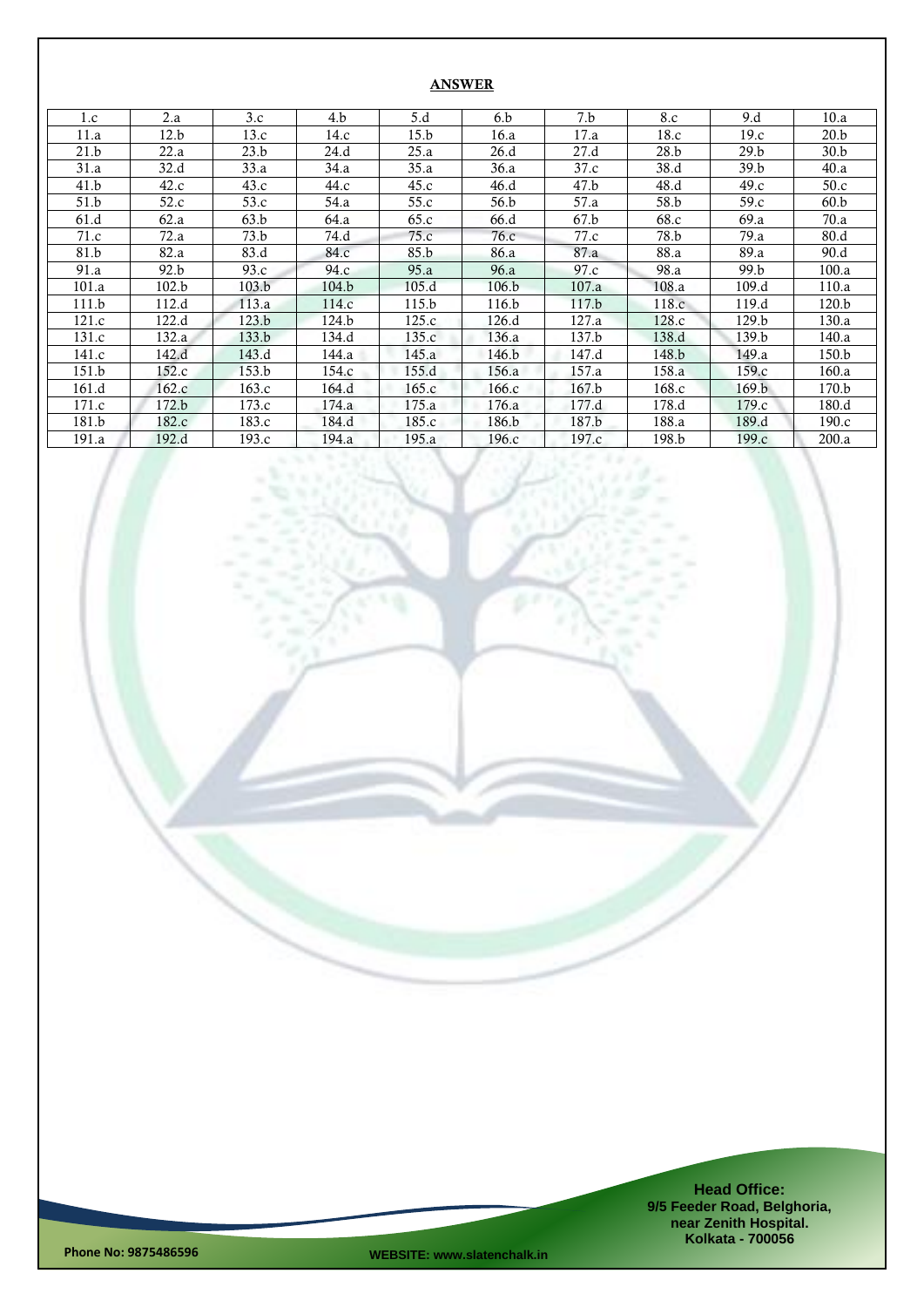## ANSWER

| | | | | | | | | | |
|---|---|---|---|---|---|---|---|---|---|
| 1.c | 2.a | 3.c | 4.b | 5.d | 6.b | 7.b | 8.c | 9.d | 10.a |
| 11.a | 12.b | 13.c | 14.c | 15.b | 16.a | 17.a | 18.c | 19.c | 20.b |
| 21.b | 22.a | 23.b | 24.d | 25.a | 26.d | 27.d | 28.b | 29.b | 30.b |
| 31.a | 32.d | 33.a | 34.a | 35.a | 36.a | 37.c | 38.d | 39.b | 40.a |
| 41.b | 42.c | 43.c | 44.c | 45.c | 46.d | 47.b | 48.d | 49.c | 50.c |
| 51.b | 52.c | 53.c | 54.a | 55.c | 56.b | 57.a | 58.b | 59.c | 60.b |
| 61.d | 62.a | 63.b | 64.a | 65.c | 66.d | 67.b | 68.c | 69.a | 70.a |
| 71.c | 72.a | 73.b | 74.d | 75.c | 76.c | 77.c | 78.b | 79.a | 80.d |
| 81.b | 82.a | 83.d | 84.c | 85.b | 86.a | 87.a | 88.a | 89.a | 90.d |
| 91.a | 92.b | 93.c | 94.c | 95.a | 96.a | 97.c | 98.a | 99.b | 100.a |
| 101.a | 102.b | 103.b | 104.b | 105.d | 106.b | 107.a | 108.a | 109.d | 110.a |
| 111.b | 112.d | 113.a | 114.c | 115.b | 116.b | 117.b | 118.c | 119.d | 120.b |
| 121.c | 122.d | 123.b | 124.b | 125.c | 126.d | 127.a | 128.c | 129.b | 130.a |
| 131.c | 132.a | 133.b | 134.d | 135.c | 136.a | 137.b | 138.d | 139.b | 140.a |
| 141.c | 142.d | 143.d | 144.a | 145.a | 146.b | 147.d | 148.b | 149.a | 150.b |
| 151.b | 152.c | 153.b | 154.c | 155.d | 156.a | 157.a | 158.a | 159.c | 160.a |
| 161.d | 162.c | 163.c | 164.d | 165.c | 166.c | 167.b | 168.c | 169.b | 170.b |
| 171.c | 172.b | 173.c | 174.a | 175.a | 176.a | 177.d | 178.d | 179.c | 180.d |
| 181.b | 182.c | 183.c | 184.d | 185.c | 186.b | 187.b | 188.a | 189.d | 190.c |
| 191.a | 192.d | 193.c | 194.a | 195.a | 196.c | 197.c | 198.b | 199.c | 200.a |

**Head Office:**
**9/5 Feeder Road, Belghoria, near Zenith Hospital. Kolkata - 700056**

**Phone No: 9875486596**

**WEBSITE: www.slatenchalk.in**